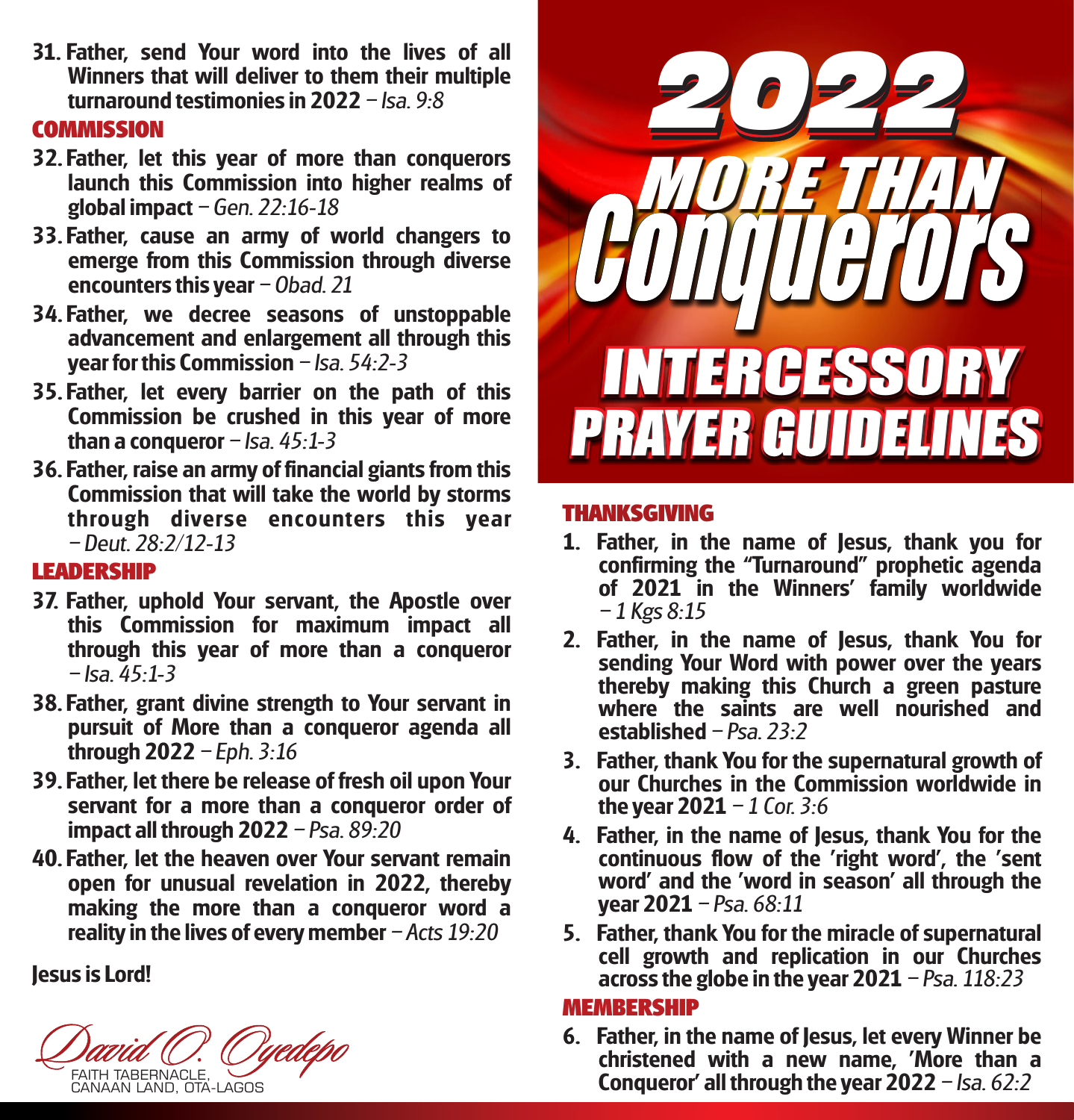31. Father, send Your word into the lives of all Winners that will deliver to them their multiple turnaround testimonies in 2022 – *Isa. 9:8*

## COMMISSION

32. Father, let this year of more than conquerors launch this Commission into higher realms of global impact – *Gen. 22:16-18*
33. Father, cause an army of world changers to emerge from this Commission through diverse encounters this year – *Obad. 21*
34. Father, we decree seasons of unstoppable advancement and enlargement all through this year for this Commission – *Isa. 54:2-3*
35. Father, let every barrier on the path of this Commission be crushed in this year of more than a conqueror – *Isa. 45:1-3*
36. Father, raise an army of financial giants from this Commission that will take the world by storms through diverse encounters this year – *Deut. 28:2/12-13*

## LEADERSHIP

37. Father, uphold Your servant, the Apostle over this Commission for maximum impact all through this year of more than a conqueror – *Isa. 45:1-3*
38. Father, grant divine strength to Your servant in pursuit of More than a conqueror agenda all through 2022 – *Eph. 3:16*
39. Father, let there be release of fresh oil upon Your servant for a more than a conqueror order of impact all through 2022 – *Psa. 89:20*
40. Father, let the heaven over Your servant remain open for unusual revelation in 2022, thereby making the more than a conqueror word a reality in the lives of every member – *Acts 19:20*

**Jesus is Lord!**

*David O. Oyedepo*
FAITH TABERNACLE,
CANAAN LAND, OTA-LAGOS

# 2022 MORE THAN Conquerors

# INTERCESSORY PRAYER GUIDELINES

## THANKSGIVING

1. Father, in the name of Jesus, thank you for confirming the "Turnaround" prophetic agenda of 2021 in the Winners' family worldwide – *1 Kgs 8:15*
2. Father, in the name of Jesus, thank You for sending Your Word with power over the years thereby making this Church a green pasture where the saints are well nourished and established – *Psa. 23:2*
3. Father, thank You for the supernatural growth of our Churches in the Commission worldwide in the year 2021 – *1 Cor. 3:6*
4. Father, in the name of Jesus, thank You for the continuous flow of the 'right word', the 'sent word' and the 'word in season' all through the year 2021 – *Psa. 68:11*
5. Father, thank You for the miracle of supernatural cell growth and replication in our Churches across the globe in the year 2021 – *Psa. 118:23*

## MEMBERSHIP

6. Father, in the name of Jesus, let every Winner be christened with a new name, 'More than a Conqueror' all through the year 2022 – *Isa. 62:2*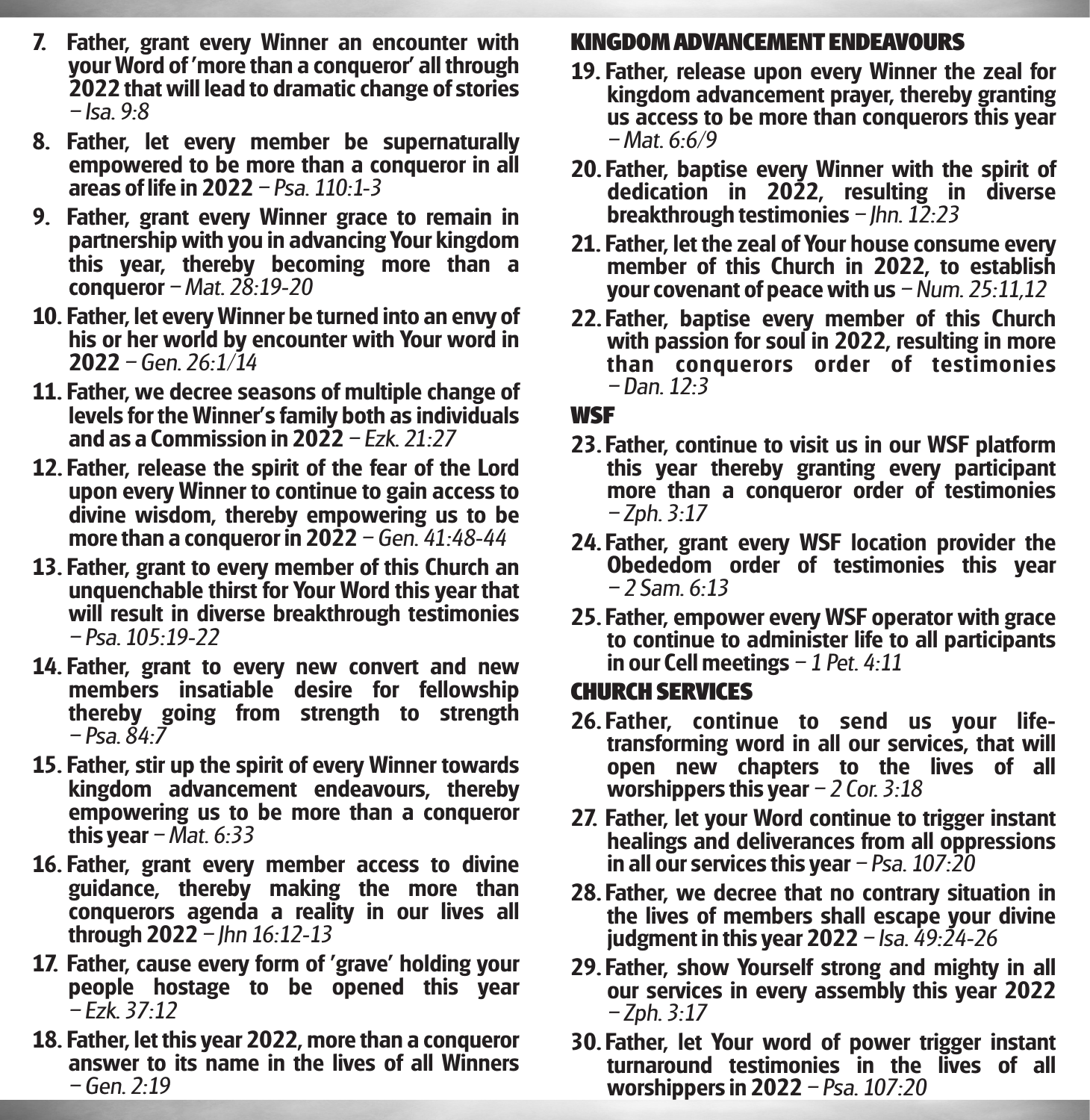7. **Father, grant every Winner an encounter with your Word of 'more than a conqueror' all through 2022 that will lead to dramatic change of stories** – *Isa. 9:8*

8. **Father, let every member be supernaturally empowered to be more than a conqueror in all areas of life in 2022** – *Psa. 110:1-3*

9. **Father, grant every Winner grace to remain in partnership with you in advancing Your kingdom this year, thereby becoming more than a conqueror** – *Mat. 28:19-20*

10. **Father, let every Winner be turned into an envy of his or her world by encounter with Your word in 2022** – *Gen. 26:1/14*

11. **Father, we decree seasons of multiple change of levels for the Winner's family both as individuals and as a Commission in 2022** – *Ezk. 21:27*

12. **Father, release the spirit of the fear of the Lord upon every Winner to continue to gain access to divine wisdom, thereby empowering us to be more than a conqueror in 2022** – *Gen. 41:48-44*

13. **Father, grant to every member of this Church an unquenchable thirst for Your Word this year that will result in diverse breakthrough testimonies** – *Psa. 105:19-22*

14. **Father, grant to every new convert and new members insatiable desire for fellowship thereby going from strength to strength** – *Psa. 84:7*

15. **Father, stir up the spirit of every Winner towards kingdom advancement endeavours, thereby empowering us to be more than a conqueror this year** – *Mat. 6:33*

16. **Father, grant every member access to divine guidance, thereby making the more than conquerors agenda a reality in our lives all through 2022** – *Jhn 16:12-13*

17. **Father, cause every form of 'grave' holding your people hostage to be opened this year** – *Ezk. 37:12*

18. **Father, let this year 2022, more than a conqueror answer to its name in the lives of all Winners** – *Gen. 2:19*

## KINGDOM ADVANCEMENT ENDEAVOURS

19. **Father, release upon every Winner the zeal for kingdom advancement prayer, thereby granting us access to be more than conquerors this year** – *Mat. 6:6/9*

20. **Father, baptise every Winner with the spirit of dedication in 2022, resulting in diverse breakthrough testimonies** – *Jhn. 12:23*

21. **Father, let the zeal of Your house consume every member of this Church in 2022, to establish your covenant of peace with us** – *Num. 25:11,12*

22. **Father, baptise every member of this Church with passion for soul in 2022, resulting in more than conquerors order of testimonies** – *Dan. 12:3*

## WSF

23. **Father, continue to visit us in our WSF platform this year thereby granting every participant more than a conqueror order of testimonies** – *Zph. 3:17*

24. **Father, grant every WSF location provider the Obededom order of testimonies this year** – *2 Sam. 6:13*

25. **Father, empower every WSF operator with grace to continue to administer life to all participants in our Cell meetings** – *1 Pet. 4:11*

## CHURCH SERVICES

26. **Father, continue to send us your life-transforming word in all our services, that will open new chapters to the lives of all worshippers this year** – *2 Cor. 3:18*

27. **Father, let your Word continue to trigger instant healings and deliverances from all oppressions in all our services this year** – *Psa. 107:20*

28. **Father, we decree that no contrary situation in the lives of members shall escape your divine judgment in this year 2022** – *Isa. 49:24-26*

29. **Father, show Yourself strong and mighty in all our services in every assembly this year 2022** – *Zph. 3:17*

30. **Father, let Your word of power trigger instant turnaround testimonies in the lives of all worshippers in 2022** – *Psa. 107:20*